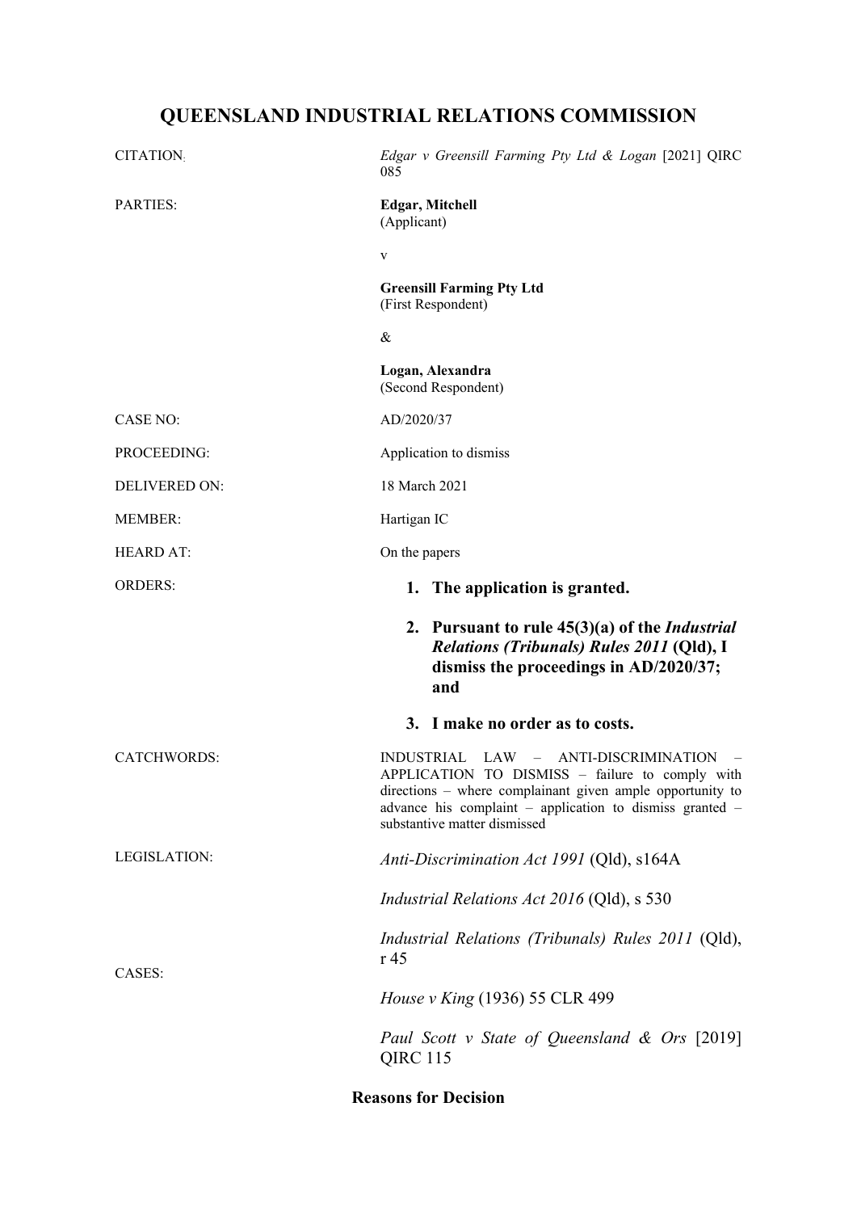# QUEENSLAND INDUSTRIAL RELATIONS COMMISSION

| | |
|---|---|
| CITATION: | *Edgar v Greensill Farming Pty Ltd & Logan* [2021] QIRC 085 |
| PARTIES: | **Edgar, Mitchell**<br>(Applicant)<br><br>v<br><br>**Greensill Farming Pty Ltd**<br>(First Respondent)<br><br>&<br><br>**Logan, Alexandra**<br>(Second Respondent) |
| CASE NO: | AD/2020/37 |
| PROCEEDING: | Application to dismiss |
| DELIVERED ON: | 18 March 2021 |
| MEMBER: | Hartigan IC |
| HEARD AT: | On the papers |
| ORDERS: | **1. The application is granted.**<br><br>**2. Pursuant to rule 45(3)(a) of the *Industrial Relations (Tribunals) Rules 2011* (Qld), I dismiss the proceedings in AD/2020/37; and**<br><br>**3. I make no order as to costs.** |
| CATCHWORDS: | INDUSTRIAL LAW – ANTI-DISCRIMINATION – APPLICATION TO DISMISS – failure to comply with directions – where complainant given ample opportunity to advance his complaint – application to dismiss granted – substantive matter dismissed |
| LEGISLATION: | *Anti-Discrimination Act 1991* (Qld), s164A<br><br>*Industrial Relations Act 2016* (Qld), s 530<br><br>*Industrial Relations (Tribunals) Rules 2011* (Qld), r 45 |
| CASES: | *House v King* (1936) 55 CLR 499<br><br>*Paul Scott v State of Queensland & Ors* [2019] QIRC 115 |

## Reasons for Decision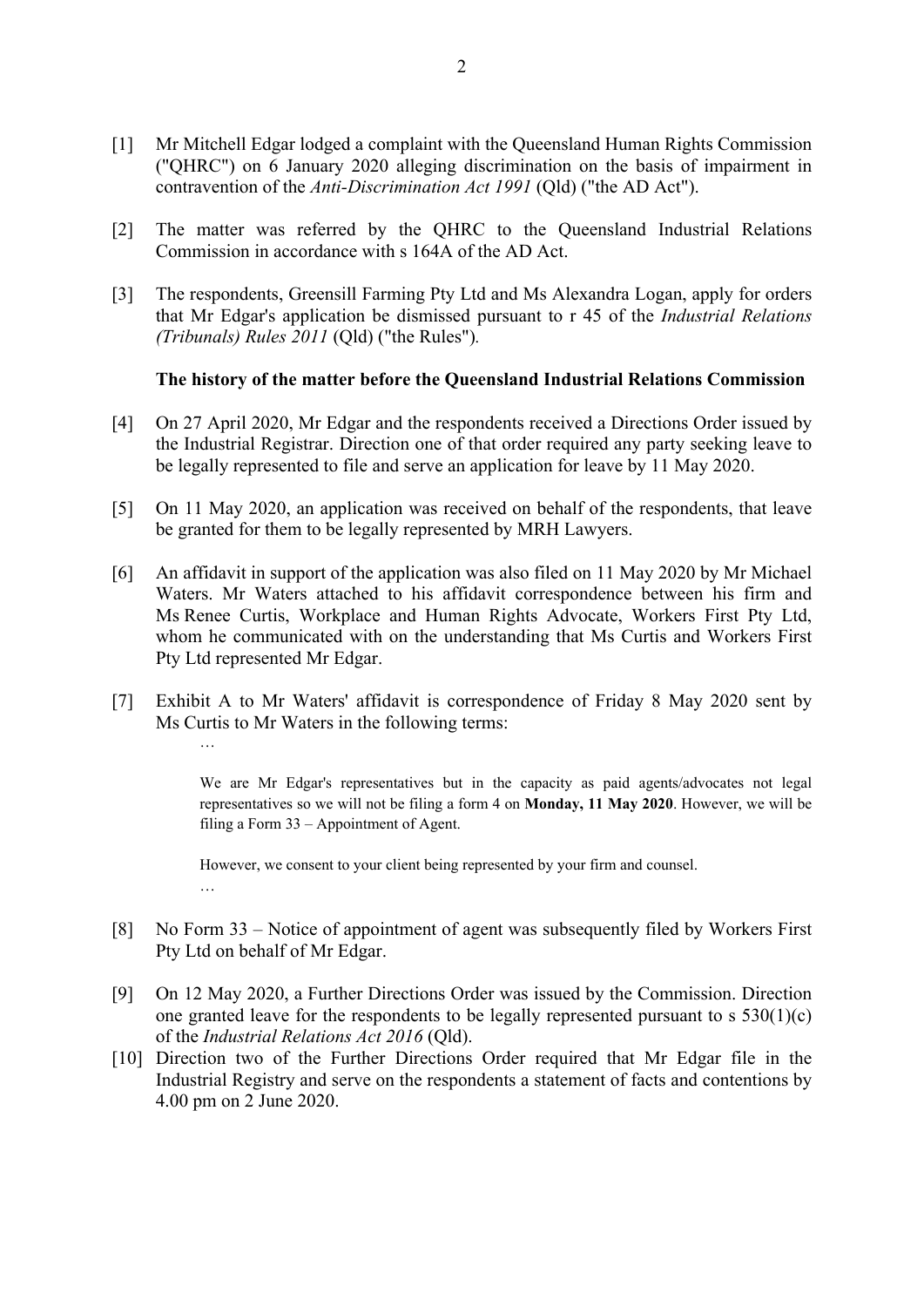[1] Mr Mitchell Edgar lodged a complaint with the Queensland Human Rights Commission ("QHRC") on 6 January 2020 alleging discrimination on the basis of impairment in contravention of the *Anti-Discrimination Act 1991* (Qld) ("the AD Act").

[2] The matter was referred by the QHRC to the Queensland Industrial Relations Commission in accordance with s 164A of the AD Act.

[3] The respondents, Greensill Farming Pty Ltd and Ms Alexandra Logan, apply for orders that Mr Edgar's application be dismissed pursuant to r 45 of the *Industrial Relations (Tribunals) Rules 2011* (Qld) ("the Rules").

**The history of the matter before the Queensland Industrial Relations Commission**

[4] On 27 April 2020, Mr Edgar and the respondents received a Directions Order issued by the Industrial Registrar. Direction one of that order required any party seeking leave to be legally represented to file and serve an application for leave by 11 May 2020.

[5] On 11 May 2020, an application was received on behalf of the respondents, that leave be granted for them to be legally represented by MRH Lawyers.

[6] An affidavit in support of the application was also filed on 11 May 2020 by Mr Michael Waters. Mr Waters attached to his affidavit correspondence between his firm and Ms Renee Curtis, Workplace and Human Rights Advocate, Workers First Pty Ltd, whom he communicated with on the understanding that Ms Curtis and Workers First Pty Ltd represented Mr Edgar.

[7] Exhibit A to Mr Waters' affidavit is correspondence of Friday 8 May 2020 sent by Ms Curtis to Mr Waters in the following terms:

> …
>
> We are Mr Edgar's representatives but in the capacity as paid agents/advocates not legal representatives so we will not be filing a form 4 on **Monday, 11 May 2020**. However, we will be filing a Form 33 – Appointment of Agent.
>
> However, we consent to your client being represented by your firm and counsel.
>
> …

[8] No Form 33 – Notice of appointment of agent was subsequently filed by Workers First Pty Ltd on behalf of Mr Edgar.

[9] On 12 May 2020, a Further Directions Order was issued by the Commission. Direction one granted leave for the respondents to be legally represented pursuant to s 530(1)(c) of the *Industrial Relations Act 2016* (Qld).

[10] Direction two of the Further Directions Order required that Mr Edgar file in the Industrial Registry and serve on the respondents a statement of facts and contentions by 4.00 pm on 2 June 2020.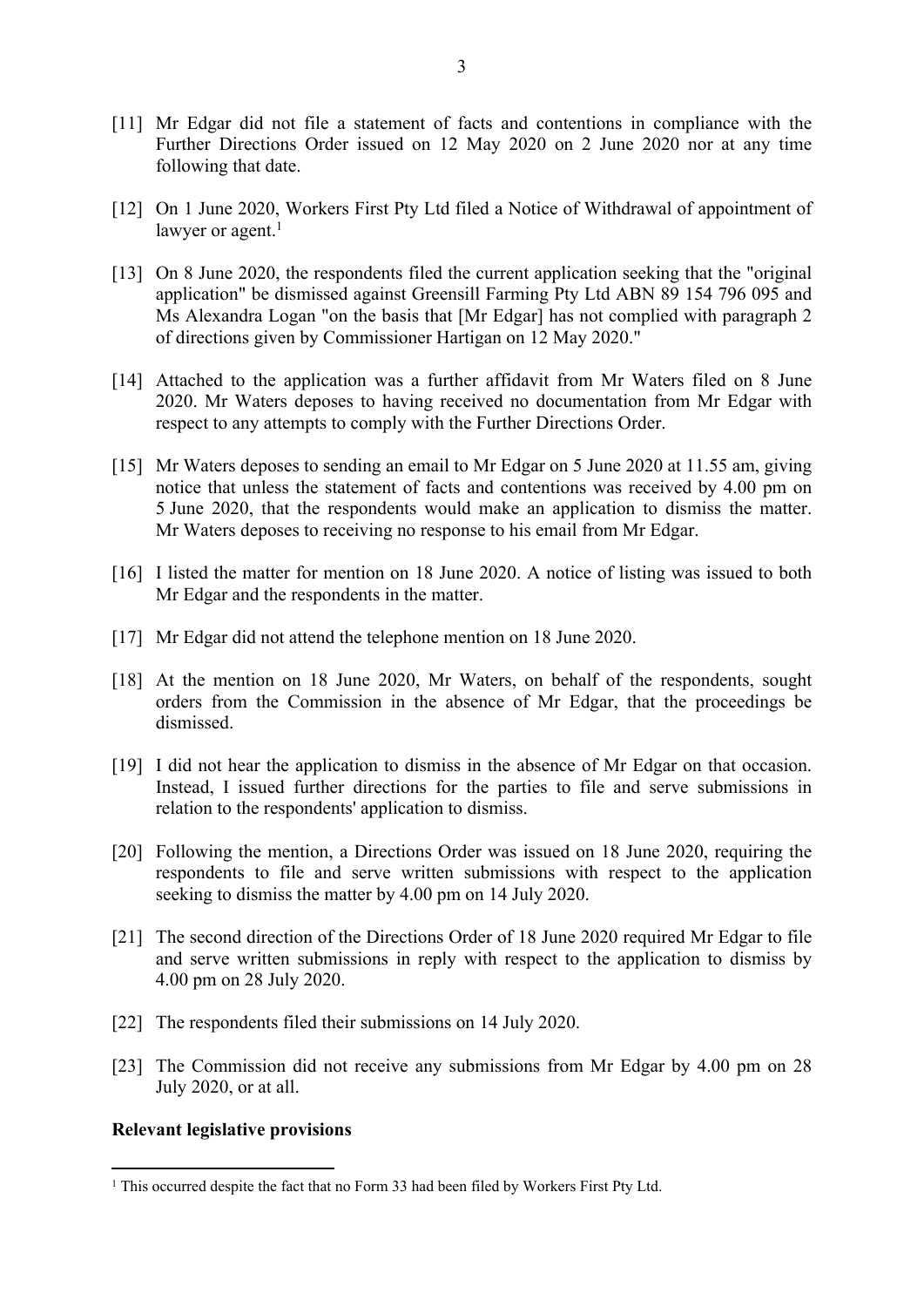[11] Mr Edgar did not file a statement of facts and contentions in compliance with the Further Directions Order issued on 12 May 2020 on 2 June 2020 nor at any time following that date.

[12] On 1 June 2020, Workers First Pty Ltd filed a Notice of Withdrawal of appointment of lawyer or agent.[1]

[13] On 8 June 2020, the respondents filed the current application seeking that the "original application" be dismissed against Greensill Farming Pty Ltd ABN 89 154 796 095 and Ms Alexandra Logan "on the basis that [Mr Edgar] has not complied with paragraph 2 of directions given by Commissioner Hartigan on 12 May 2020."

[14] Attached to the application was a further affidavit from Mr Waters filed on 8 June 2020. Mr Waters deposes to having received no documentation from Mr Edgar with respect to any attempts to comply with the Further Directions Order.

[15] Mr Waters deposes to sending an email to Mr Edgar on 5 June 2020 at 11.55 am, giving notice that unless the statement of facts and contentions was received by 4.00 pm on 5 June 2020, that the respondents would make an application to dismiss the matter. Mr Waters deposes to receiving no response to his email from Mr Edgar.

[16] I listed the matter for mention on 18 June 2020. A notice of listing was issued to both Mr Edgar and the respondents in the matter.

[17] Mr Edgar did not attend the telephone mention on 18 June 2020.

[18] At the mention on 18 June 2020, Mr Waters, on behalf of the respondents, sought orders from the Commission in the absence of Mr Edgar, that the proceedings be dismissed.

[19] I did not hear the application to dismiss in the absence of Mr Edgar on that occasion. Instead, I issued further directions for the parties to file and serve submissions in relation to the respondents' application to dismiss.

[20] Following the mention, a Directions Order was issued on 18 June 2020, requiring the respondents to file and serve written submissions with respect to the application seeking to dismiss the matter by 4.00 pm on 14 July 2020.

[21] The second direction of the Directions Order of 18 June 2020 required Mr Edgar to file and serve written submissions in reply with respect to the application to dismiss by 4.00 pm on 28 July 2020.

[22] The respondents filed their submissions on 14 July 2020.

[23] The Commission did not receive any submissions from Mr Edgar by 4.00 pm on 28 July 2020, or at all.

**Relevant legislative provisions**

[1] This occurred despite the fact that no Form 33 had been filed by Workers First Pty Ltd.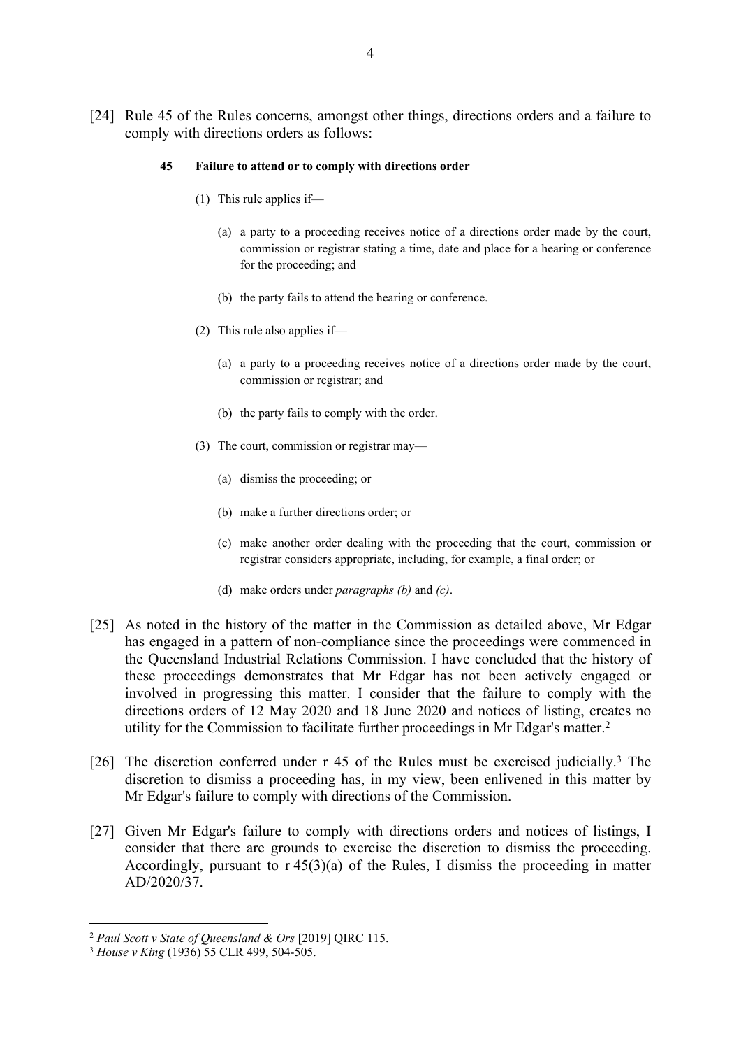[24] Rule 45 of the Rules concerns, amongst other things, directions orders and a failure to comply with directions orders as follows:

> **45 Failure to attend or to comply with directions order**
>
> (1) This rule applies if—
>
> (a) a party to a proceeding receives notice of a directions order made by the court, commission or registrar stating a time, date and place for a hearing or conference for the proceeding; and
>
> (b) the party fails to attend the hearing or conference.
>
> (2) This rule also applies if—
>
> (a) a party to a proceeding receives notice of a directions order made by the court, commission or registrar; and
>
> (b) the party fails to comply with the order.
>
> (3) The court, commission or registrar may—
>
> (a) dismiss the proceeding; or
>
> (b) make a further directions order; or
>
> (c) make another order dealing with the proceeding that the court, commission or registrar considers appropriate, including, for example, a final order; or
>
> (d) make orders under *paragraphs (b)* and *(c)*.

[25] As noted in the history of the matter in the Commission as detailed above, Mr Edgar has engaged in a pattern of non-compliance since the proceedings were commenced in the Queensland Industrial Relations Commission. I have concluded that the history of these proceedings demonstrates that Mr Edgar has not been actively engaged or involved in progressing this matter. I consider that the failure to comply with the directions orders of 12 May 2020 and 18 June 2020 and notices of listing, creates no utility for the Commission to facilitate further proceedings in Mr Edgar's matter.[2]

[26] The discretion conferred under r 45 of the Rules must be exercised judicially.[3] The discretion to dismiss a proceeding has, in my view, been enlivened in this matter by Mr Edgar's failure to comply with directions of the Commission.

[27] Given Mr Edgar's failure to comply with directions orders and notices of listings, I consider that there are grounds to exercise the discretion to dismiss the proceeding. Accordingly, pursuant to r 45(3)(a) of the Rules, I dismiss the proceeding in matter AD/2020/37.

---

[2] *Paul Scott v State of Queensland & Ors* [2019] QIRC 115.

[3] *House v King* (1936) 55 CLR 499, 504-505.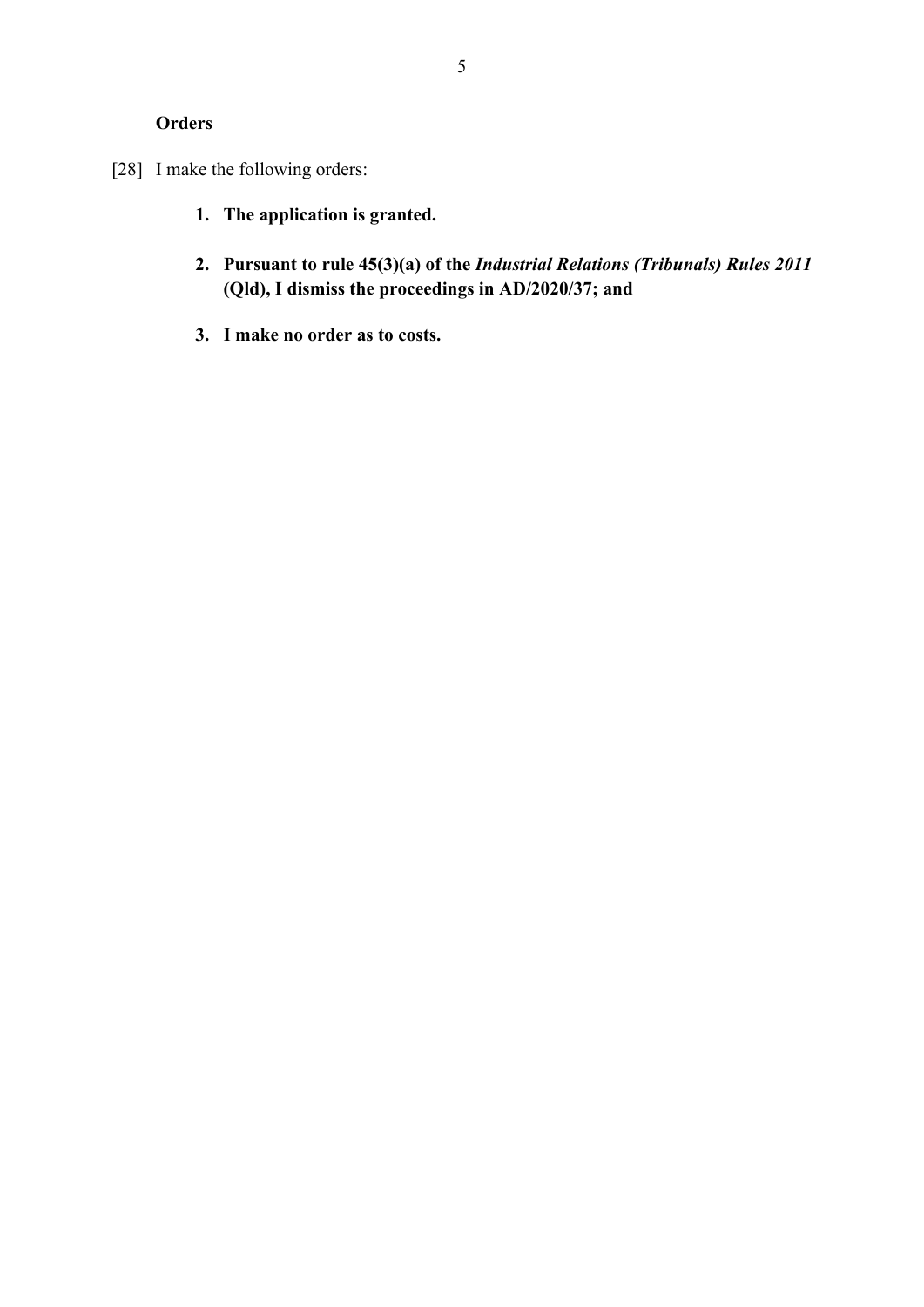**Orders**

[28] I make the following orders:

1. **The application is granted.**

2. **Pursuant to rule 45(3)(a) of the *Industrial Relations (Tribunals) Rules 2011* (Qld), I dismiss the proceedings in AD/2020/37; and**

3. **I make no order as to costs.**